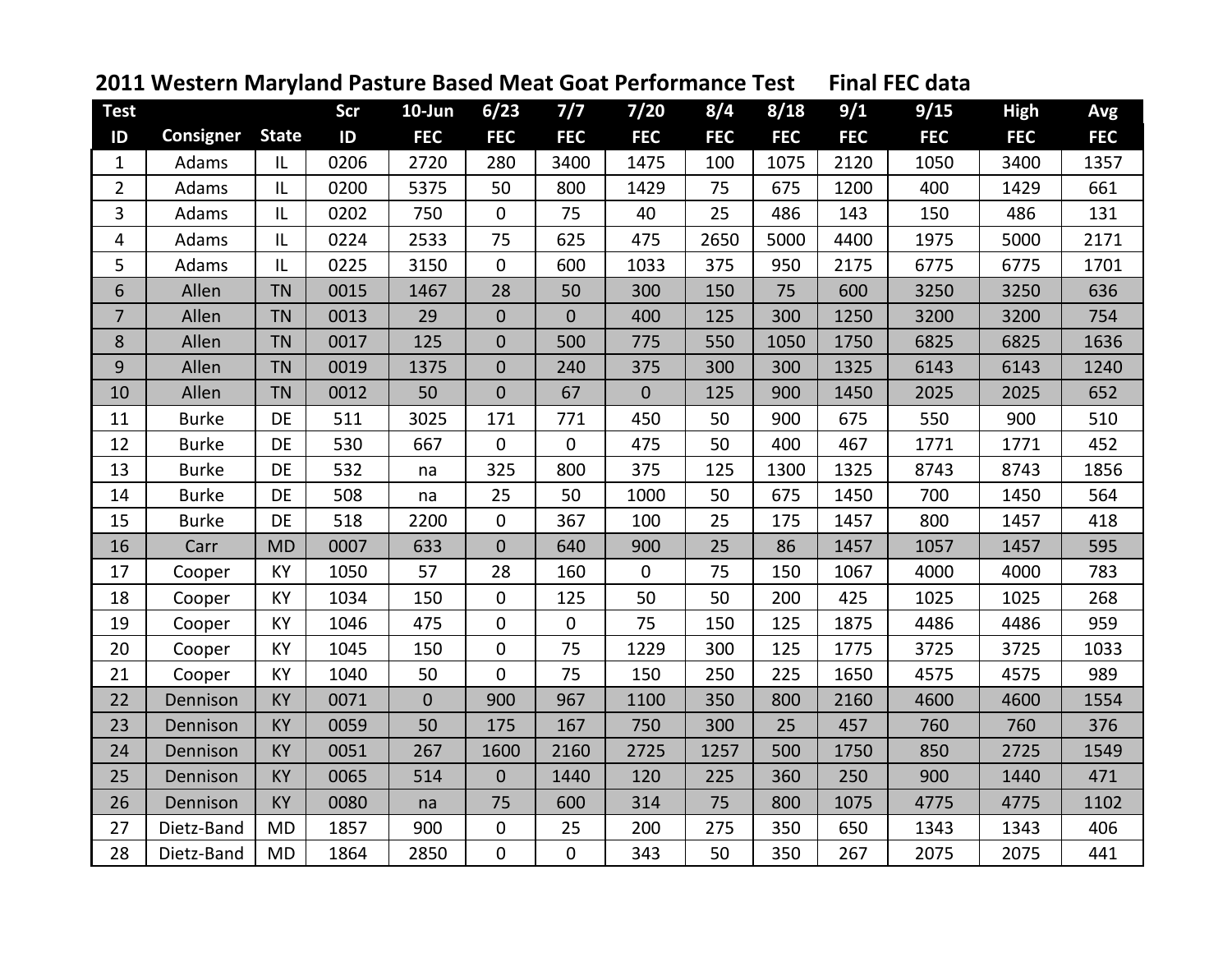# 2011 Western Maryland Pasture Based Meat Goat Performance Test Final FEC data

| Test ID | Consigner | State | Scr ID | 10-Jun FEC | 6/23 FEC | 7/7 FEC | 7/20 FEC | 8/4 FEC | 8/18 FEC | 9/1 FEC | 9/15 FEC | High FEC | Avg FEC |
|---|---|---|---|---|---|---|---|---|---|---|---|---|---|
| 1 | Adams | IL | 0206 | 2720 | 280 | 3400 | 1475 | 100 | 1075 | 2120 | 1050 | 3400 | 1357 |
| 2 | Adams | IL | 0200 | 5375 | 50 | 800 | 1429 | 75 | 675 | 1200 | 400 | 1429 | 661 |
| 3 | Adams | IL | 0202 | 750 | 0 | 75 | 40 | 25 | 486 | 143 | 150 | 486 | 131 |
| 4 | Adams | IL | 0224 | 2533 | 75 | 625 | 475 | 2650 | 5000 | 4400 | 1975 | 5000 | 2171 |
| 5 | Adams | IL | 0225 | 3150 | 0 | 600 | 1033 | 375 | 950 | 2175 | 6775 | 6775 | 1701 |
| 6 | Allen | TN | 0015 | 1467 | 28 | 50 | 300 | 150 | 75 | 600 | 3250 | 3250 | 636 |
| 7 | Allen | TN | 0013 | 29 | 0 | 0 | 400 | 125 | 300 | 1250 | 3200 | 3200 | 754 |
| 8 | Allen | TN | 0017 | 125 | 0 | 500 | 775 | 550 | 1050 | 1750 | 6825 | 6825 | 1636 |
| 9 | Allen | TN | 0019 | 1375 | 0 | 240 | 375 | 300 | 300 | 1325 | 6143 | 6143 | 1240 |
| 10 | Allen | TN | 0012 | 50 | 0 | 67 | 0 | 125 | 900 | 1450 | 2025 | 2025 | 652 |
| 11 | Burke | DE | 511 | 3025 | 171 | 771 | 450 | 50 | 900 | 675 | 550 | 900 | 510 |
| 12 | Burke | DE | 530 | 667 | 0 | 0 | 475 | 50 | 400 | 467 | 1771 | 1771 | 452 |
| 13 | Burke | DE | 532 | na | 325 | 800 | 375 | 125 | 1300 | 1325 | 8743 | 8743 | 1856 |
| 14 | Burke | DE | 508 | na | 25 | 50 | 1000 | 50 | 675 | 1450 | 700 | 1450 | 564 |
| 15 | Burke | DE | 518 | 2200 | 0 | 367 | 100 | 25 | 175 | 1457 | 800 | 1457 | 418 |
| 16 | Carr | MD | 0007 | 633 | 0 | 640 | 900 | 25 | 86 | 1457 | 1057 | 1457 | 595 |
| 17 | Cooper | KY | 1050 | 57 | 28 | 160 | 0 | 75 | 150 | 1067 | 4000 | 4000 | 783 |
| 18 | Cooper | KY | 1034 | 150 | 0 | 125 | 50 | 50 | 200 | 425 | 1025 | 1025 | 268 |
| 19 | Cooper | KY | 1046 | 475 | 0 | 0 | 75 | 150 | 125 | 1875 | 4486 | 4486 | 959 |
| 20 | Cooper | KY | 1045 | 150 | 0 | 75 | 1229 | 300 | 125 | 1775 | 3725 | 3725 | 1033 |
| 21 | Cooper | KY | 1040 | 50 | 0 | 75 | 150 | 250 | 225 | 1650 | 4575 | 4575 | 989 |
| 22 | Dennison | KY | 0071 | 0 | 900 | 967 | 1100 | 350 | 800 | 2160 | 4600 | 4600 | 1554 |
| 23 | Dennison | KY | 0059 | 50 | 175 | 167 | 750 | 300 | 25 | 457 | 760 | 760 | 376 |
| 24 | Dennison | KY | 0051 | 267 | 1600 | 2160 | 2725 | 1257 | 500 | 1750 | 850 | 2725 | 1549 |
| 25 | Dennison | KY | 0065 | 514 | 0 | 1440 | 120 | 225 | 360 | 250 | 900 | 1440 | 471 |
| 26 | Dennison | KY | 0080 | na | 75 | 600 | 314 | 75 | 800 | 1075 | 4775 | 4775 | 1102 |
| 27 | Dietz-Band | MD | 1857 | 900 | 0 | 25 | 200 | 275 | 350 | 650 | 1343 | 1343 | 406 |
| 28 | Dietz-Band | MD | 1864 | 2850 | 0 | 0 | 343 | 50 | 350 | 267 | 2075 | 2075 | 441 |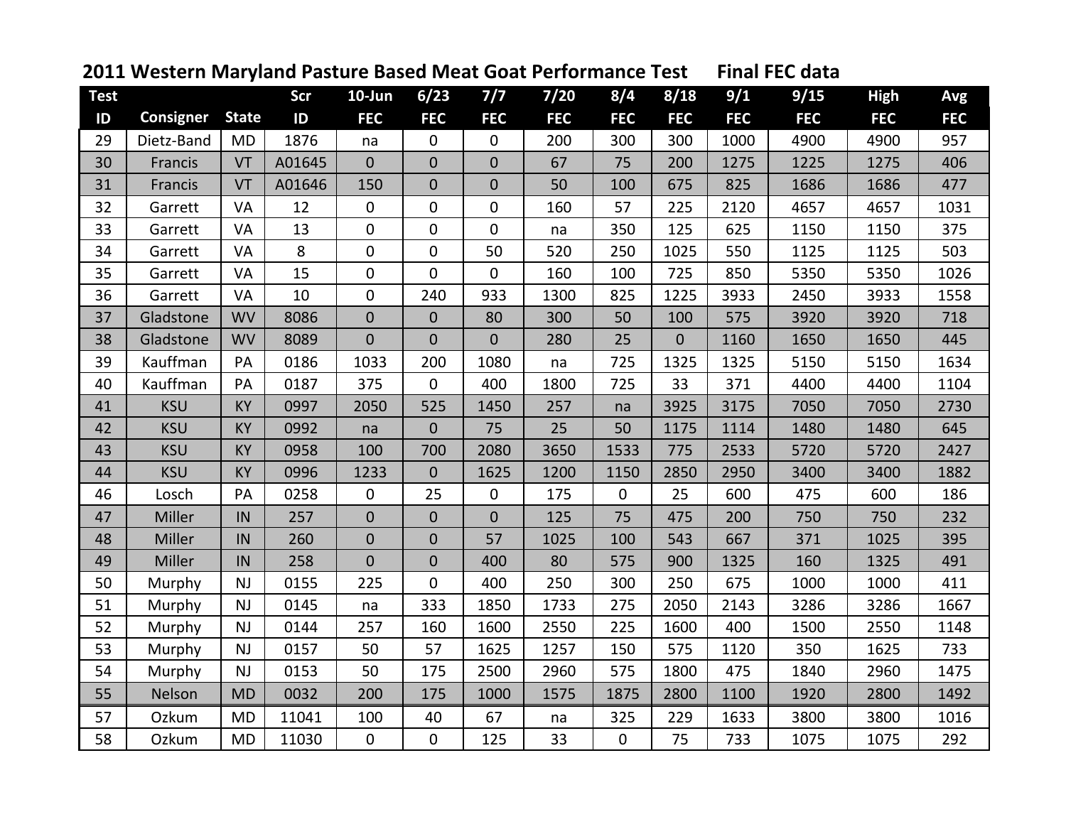## 2011 Western Maryland Pasture Based Meat Goat Performance Test     Final FEC data

| Test ID | Consigner | State | Scr ID | 10-Jun FEC | 6/23 FEC | 7/7 FEC | 7/20 FEC | 8/4 FEC | 8/18 FEC | 9/1 FEC | 9/15 FEC | High FEC | Avg FEC |
|---|---|---|---|---|---|---|---|---|---|---|---|---|---|
| 29 | Dietz-Band | MD | 1876 | na | 0 | 0 | 200 | 300 | 300 | 1000 | 4900 | 4900 | 957 |
| 30 | Francis | VT | A01645 | 0 | 0 | 0 | 67 | 75 | 200 | 1275 | 1225 | 1275 | 406 |
| 31 | Francis | VT | A01646 | 150 | 0 | 0 | 50 | 100 | 675 | 825 | 1686 | 1686 | 477 |
| 32 | Garrett | VA | 12 | 0 | 0 | 0 | 160 | 57 | 225 | 2120 | 4657 | 4657 | 1031 |
| 33 | Garrett | VA | 13 | 0 | 0 | 0 | na | 350 | 125 | 625 | 1150 | 1150 | 375 |
| 34 | Garrett | VA | 8 | 0 | 0 | 50 | 520 | 250 | 1025 | 550 | 1125 | 1125 | 503 |
| 35 | Garrett | VA | 15 | 0 | 0 | 0 | 160 | 100 | 725 | 850 | 5350 | 5350 | 1026 |
| 36 | Garrett | VA | 10 | 0 | 240 | 933 | 1300 | 825 | 1225 | 3933 | 2450 | 3933 | 1558 |
| 37 | Gladstone | WV | 8086 | 0 | 0 | 80 | 300 | 50 | 100 | 575 | 3920 | 3920 | 718 |
| 38 | Gladstone | WV | 8089 | 0 | 0 | 0 | 280 | 25 | 0 | 1160 | 1650 | 1650 | 445 |
| 39 | Kauffman | PA | 0186 | 1033 | 200 | 1080 | na | 725 | 1325 | 1325 | 5150 | 5150 | 1634 |
| 40 | Kauffman | PA | 0187 | 375 | 0 | 400 | 1800 | 725 | 33 | 371 | 4400 | 4400 | 1104 |
| 41 | KSU | KY | 0997 | 2050 | 525 | 1450 | 257 | na | 3925 | 3175 | 7050 | 7050 | 2730 |
| 42 | KSU | KY | 0992 | na | 0 | 75 | 25 | 50 | 1175 | 1114 | 1480 | 1480 | 645 |
| 43 | KSU | KY | 0958 | 100 | 700 | 2080 | 3650 | 1533 | 775 | 2533 | 5720 | 5720 | 2427 |
| 44 | KSU | KY | 0996 | 1233 | 0 | 1625 | 1200 | 1150 | 2850 | 2950 | 3400 | 3400 | 1882 |
| 46 | Losch | PA | 0258 | 0 | 25 | 0 | 175 | 0 | 25 | 600 | 475 | 600 | 186 |
| 47 | Miller | IN | 257 | 0 | 0 | 0 | 125 | 75 | 475 | 200 | 750 | 750 | 232 |
| 48 | Miller | IN | 260 | 0 | 0 | 57 | 1025 | 100 | 543 | 667 | 371 | 1025 | 395 |
| 49 | Miller | IN | 258 | 0 | 0 | 400 | 80 | 575 | 900 | 1325 | 160 | 1325 | 491 |
| 50 | Murphy | NJ | 0155 | 225 | 0 | 400 | 250 | 300 | 250 | 675 | 1000 | 1000 | 411 |
| 51 | Murphy | NJ | 0145 | na | 333 | 1850 | 1733 | 275 | 2050 | 2143 | 3286 | 3286 | 1667 |
| 52 | Murphy | NJ | 0144 | 257 | 160 | 1600 | 2550 | 225 | 1600 | 400 | 1500 | 2550 | 1148 |
| 53 | Murphy | NJ | 0157 | 50 | 57 | 1625 | 1257 | 150 | 575 | 1120 | 350 | 1625 | 733 |
| 54 | Murphy | NJ | 0153 | 50 | 175 | 2500 | 2960 | 575 | 1800 | 475 | 1840 | 2960 | 1475 |
| 55 | Nelson | MD | 0032 | 200 | 175 | 1000 | 1575 | 1875 | 2800 | 1100 | 1920 | 2800 | 1492 |
| 57 | Ozkum | MD | 11041 | 100 | 40 | 67 | na | 325 | 229 | 1633 | 3800 | 3800 | 1016 |
| 58 | Ozkum | MD | 11030 | 0 | 0 | 125 | 33 | 0 | 75 | 733 | 1075 | 1075 | 292 |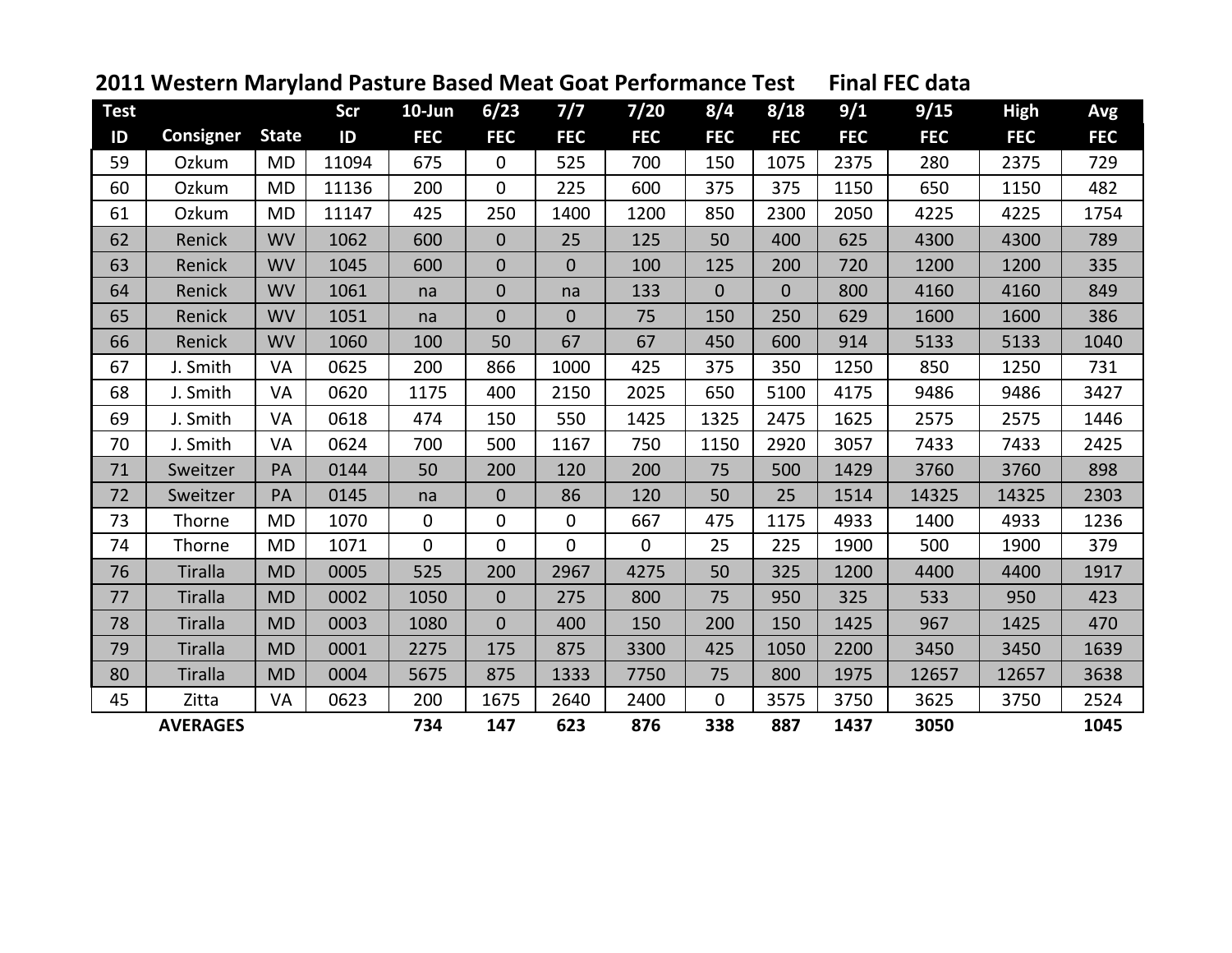# 2011 Western Maryland Pasture Based Meat Goat Performance Test Final FEC data

| Test ID | Consigner | State | Scr ID | 10-Jun FEC | 6/23 FEC | 7/7 FEC | 7/20 FEC | 8/4 FEC | 8/18 FEC | 9/1 FEC | 9/15 FEC | High FEC | Avg FEC |
|---|---|---|---|---|---|---|---|---|---|---|---|---|---|
| 59 | Ozkum | MD | 11094 | 675 | 0 | 525 | 700 | 150 | 1075 | 2375 | 280 | 2375 | 729 |
| 60 | Ozkum | MD | 11136 | 200 | 0 | 225 | 600 | 375 | 375 | 1150 | 650 | 1150 | 482 |
| 61 | Ozkum | MD | 11147 | 425 | 250 | 1400 | 1200 | 850 | 2300 | 2050 | 4225 | 4225 | 1754 |
| 62 | Renick | WV | 1062 | 600 | 0 | 25 | 125 | 50 | 400 | 625 | 4300 | 4300 | 789 |
| 63 | Renick | WV | 1045 | 600 | 0 | 0 | 100 | 125 | 200 | 720 | 1200 | 1200 | 335 |
| 64 | Renick | WV | 1061 | na | 0 | na | 133 | 0 | 0 | 800 | 4160 | 4160 | 849 |
| 65 | Renick | WV | 1051 | na | 0 | 0 | 75 | 150 | 250 | 629 | 1600 | 1600 | 386 |
| 66 | Renick | WV | 1060 | 100 | 50 | 67 | 67 | 450 | 600 | 914 | 5133 | 5133 | 1040 |
| 67 | J. Smith | VA | 0625 | 200 | 866 | 1000 | 425 | 375 | 350 | 1250 | 850 | 1250 | 731 |
| 68 | J. Smith | VA | 0620 | 1175 | 400 | 2150 | 2025 | 650 | 5100 | 4175 | 9486 | 9486 | 3427 |
| 69 | J. Smith | VA | 0618 | 474 | 150 | 550 | 1425 | 1325 | 2475 | 1625 | 2575 | 2575 | 1446 |
| 70 | J. Smith | VA | 0624 | 700 | 500 | 1167 | 750 | 1150 | 2920 | 3057 | 7433 | 7433 | 2425 |
| 71 | Sweitzer | PA | 0144 | 50 | 200 | 120 | 200 | 75 | 500 | 1429 | 3760 | 3760 | 898 |
| 72 | Sweitzer | PA | 0145 | na | 0 | 86 | 120 | 50 | 25 | 1514 | 14325 | 14325 | 2303 |
| 73 | Thorne | MD | 1070 | 0 | 0 | 0 | 667 | 475 | 1175 | 4933 | 1400 | 4933 | 1236 |
| 74 | Thorne | MD | 1071 | 0 | 0 | 0 | 0 | 25 | 225 | 1900 | 500 | 1900 | 379 |
| 76 | Tiralla | MD | 0005 | 525 | 200 | 2967 | 4275 | 50 | 325 | 1200 | 4400 | 4400 | 1917 |
| 77 | Tiralla | MD | 0002 | 1050 | 0 | 275 | 800 | 75 | 950 | 325 | 533 | 950 | 423 |
| 78 | Tiralla | MD | 0003 | 1080 | 0 | 400 | 150 | 200 | 150 | 1425 | 967 | 1425 | 470 |
| 79 | Tiralla | MD | 0001 | 2275 | 175 | 875 | 3300 | 425 | 1050 | 2200 | 3450 | 3450 | 1639 |
| 80 | Tiralla | MD | 0004 | 5675 | 875 | 1333 | 7750 | 75 | 800 | 1975 | 12657 | 12657 | 3638 |
| 45 | Zitta | VA | 0623 | 200 | 1675 | 2640 | 2400 | 0 | 3575 | 3750 | 3625 | 3750 | 2524 |
| | **AVERAGES** | | | **734** | **147** | **623** | **876** | **338** | **887** | **1437** | **3050** | | **1045** |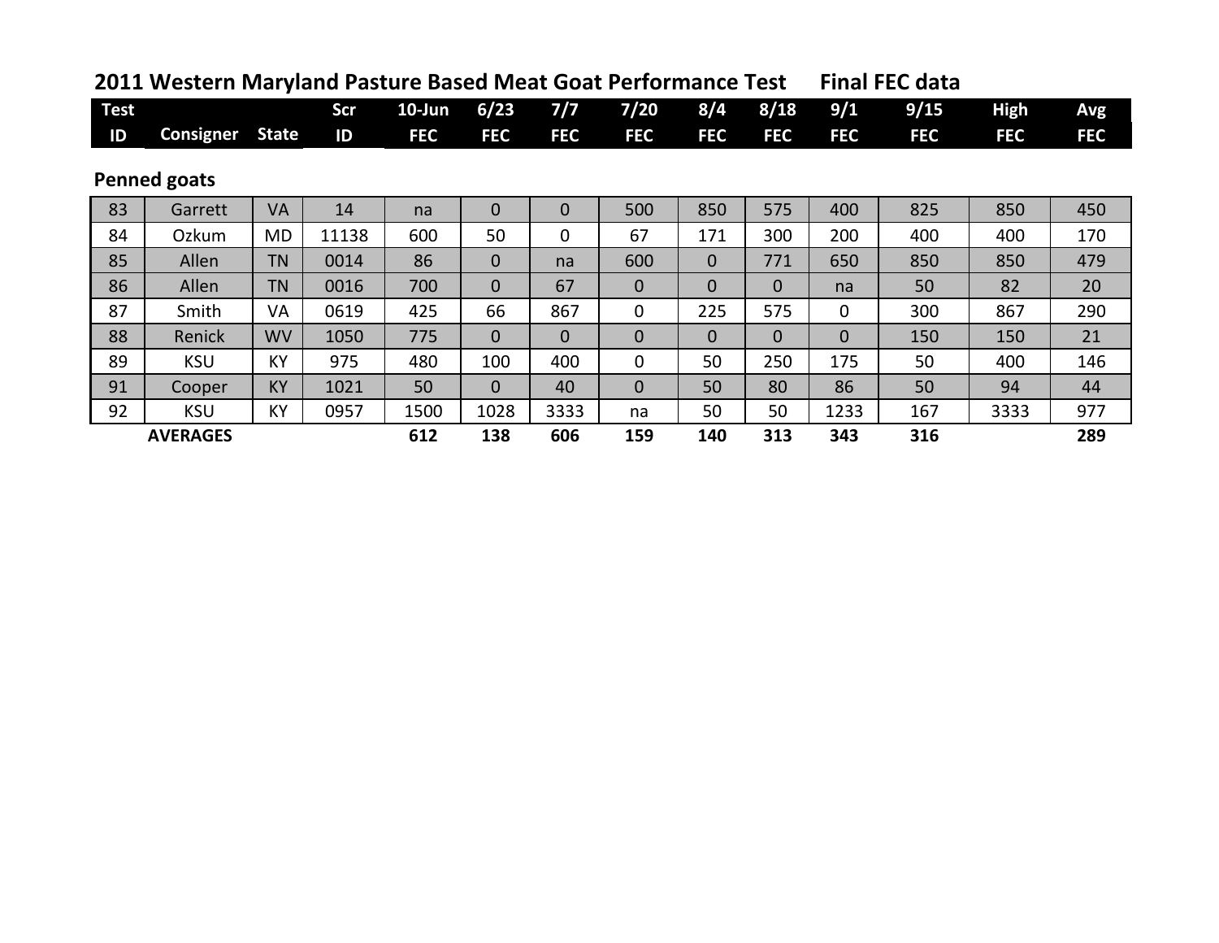## 2011 Western Maryland Pasture Based Meat Goat Performance Test Final FEC data

| Test ID | Consigner | State | Scr ID | 10-Jun FEC | 6/23 FEC | 7/7 FEC | 7/20 FEC | 8/4 FEC | 8/18 FEC | 9/1 FEC | 9/15 FEC | High FEC | Avg FEC |
|---|---|---|---|---|---|---|---|---|---|---|---|---|---|
| **Penned goats** | | | | | | | | | | | | | |
| 83 | Garrett | VA | 14 | na | 0 | 0 | 500 | 850 | 575 | 400 | 825 | 850 | 450 |
| 84 | Ozkum | MD | 11138 | 600 | 50 | 0 | 67 | 171 | 300 | 200 | 400 | 400 | 170 |
| 85 | Allen | TN | 0014 | 86 | 0 | na | 600 | 0 | 771 | 650 | 850 | 850 | 479 |
| 86 | Allen | TN | 0016 | 700 | 0 | 67 | 0 | 0 | 0 | na | 50 | 82 | 20 |
| 87 | Smith | VA | 0619 | 425 | 66 | 867 | 0 | 225 | 575 | 0 | 300 | 867 | 290 |
| 88 | Renick | WV | 1050 | 775 | 0 | 0 | 0 | 0 | 0 | 0 | 150 | 150 | 21 |
| 89 | KSU | KY | 975 | 480 | 100 | 400 | 0 | 50 | 250 | 175 | 50 | 400 | 146 |
| 91 | Cooper | KY | 1021 | 50 | 0 | 40 | 0 | 50 | 80 | 86 | 50 | 94 | 44 |
| 92 | KSU | KY | 0957 | 1500 | 1028 | 3333 | na | 50 | 50 | 1233 | 167 | 3333 | 977 |
| | **AVERAGES** | | | **612** | **138** | **606** | **159** | **140** | **313** | **343** | **316** | | **289** |